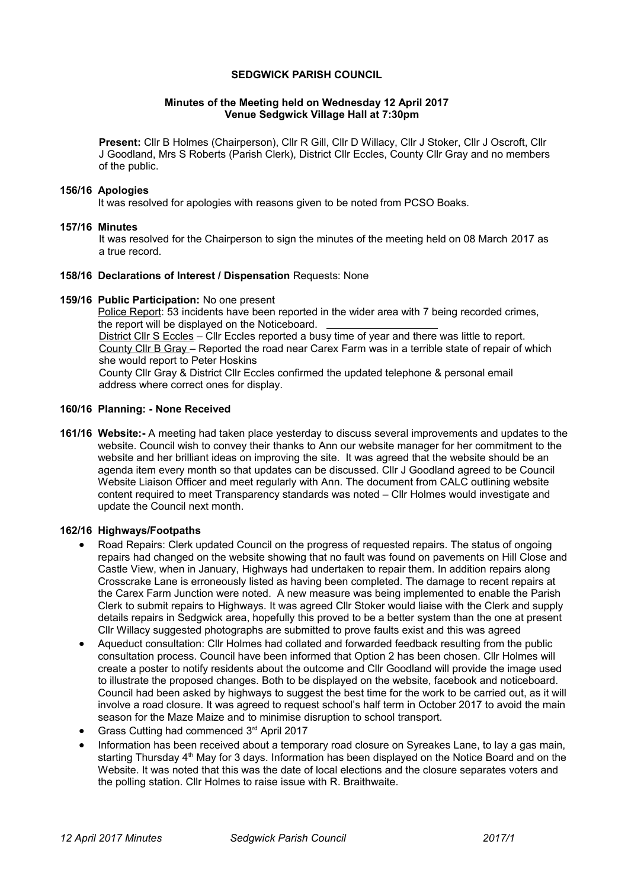**SEDGWICK PARISH COUNCIL**

**Minutes of the Meeting held on Wednesday 12 April 2017**
**Venue Sedgwick Village Hall at 7:30pm**

**Present:** Cllr B Holmes (Chairperson), Cllr R Gill, Cllr D Willacy, Cllr J Stoker, Cllr J Oscroft, Cllr J Goodland, Mrs S Roberts (Parish Clerk), District Cllr Eccles, County Cllr Gray and no members of the public.

**156/16 Apologies**

It was resolved for apologies with reasons given to be noted from PCSO Boaks.

**157/16 Minutes**

It was resolved for the Chairperson to sign the minutes of the meeting held on 08 March 2017 as a true record.

**158/16 Declarations of Interest / Dispensation** Requests: None

**159/16 Public Participation:** No one present

Police Report: 53 incidents have been reported in the wider area with 7 being recorded crimes, the report will be displayed on the Noticeboard.

District Cllr S Eccles – Cllr Eccles reported a busy time of year and there was little to report.

County Cllr B Gray – Reported the road near Carex Farm was in a terrible state of repair of which she would report to Peter Hoskins

County Cllr Gray & District Cllr Eccles confirmed the updated telephone & personal email address where correct ones for display.

**160/16 Planning: - None Received**

**161/16 Website:-** A meeting had taken place yesterday to discuss several improvements and updates to the website. Council wish to convey their thanks to Ann our website manager for her commitment to the website and her brilliant ideas on improving the site. It was agreed that the website should be an agenda item every month so that updates can be discussed. Cllr J Goodland agreed to be Council Website Liaison Officer and meet regularly with Ann. The document from CALC outlining website content required to meet Transparency standards was noted – Cllr Holmes would investigate and update the Council next month.

**162/16 Highways/Footpaths**

- Road Repairs: Clerk updated Council on the progress of requested repairs. The status of ongoing repairs had changed on the website showing that no fault was found on pavements on Hill Close and Castle View, when in January, Highways had undertaken to repair them. In addition repairs along Crosscrake Lane is erroneously listed as having been completed. The damage to recent repairs at the Carex Farm Junction were noted. A new measure was being implemented to enable the Parish Clerk to submit repairs to Highways. It was agreed Cllr Stoker would liaise with the Clerk and supply details repairs in Sedgwick area, hopefully this proved to be a better system than the one at present Cllr Willacy suggested photographs are submitted to prove faults exist and this was agreed
- Aqueduct consultation: Cllr Holmes had collated and forwarded feedback resulting from the public consultation process. Council have been informed that Option 2 has been chosen. Cllr Holmes will create a poster to notify residents about the outcome and Cllr Goodland will provide the image used to illustrate the proposed changes. Both to be displayed on the website, facebook and noticeboard. Council had been asked by highways to suggest the best time for the work to be carried out, as it will involve a road closure. It was agreed to request school's half term in October 2017 to avoid the main season for the Maze Maize and to minimise disruption to school transport.
- Grass Cutting had commenced 3rd April 2017
- Information has been received about a temporary road closure on Syreakes Lane, to lay a gas main, starting Thursday 4th May for 3 days. Information has been displayed on the Notice Board and on the Website. It was noted that this was the date of local elections and the closure separates voters and the polling station. Cllr Holmes to raise issue with R. Braithwaite.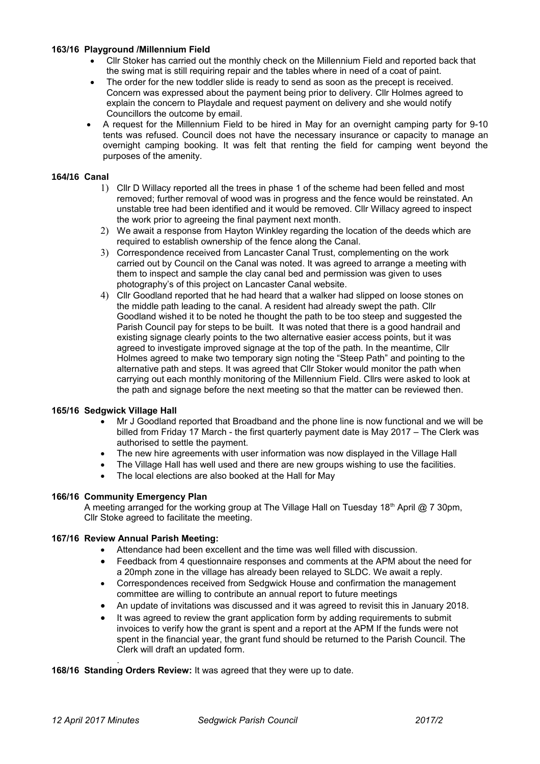**163/16 Playground /Millennium Field**

- Cllr Stoker has carried out the monthly check on the Millennium Field and reported back that the swing mat is still requiring repair and the tables where in need of a coat of paint.
- The order for the new toddler slide is ready to send as soon as the precept is received. Concern was expressed about the payment being prior to delivery. Cllr Holmes agreed to explain the concern to Playdale and request payment on delivery and she would notify Councillors the outcome by email.
- A request for the Millennium Field to be hired in May for an overnight camping party for 9-10 tents was refused. Council does not have the necessary insurance or capacity to manage an overnight camping booking. It was felt that renting the field for camping went beyond the purposes of the amenity.

**164/16 Canal**

1) Cllr D Willacy reported all the trees in phase 1 of the scheme had been felled and most removed; further removal of wood was in progress and the fence would be reinstated. An unstable tree had been identified and it would be removed. Cllr Willacy agreed to inspect the work prior to agreeing the final payment next month.
2) We await a response from Hayton Winkley regarding the location of the deeds which are required to establish ownership of the fence along the Canal.
3) Correspondence received from Lancaster Canal Trust, complementing on the work carried out by Council on the Canal was noted. It was agreed to arrange a meeting with them to inspect and sample the clay canal bed and permission was given to uses photography's of this project on Lancaster Canal website.
4) Cllr Goodland reported that he had heard that a walker had slipped on loose stones on the middle path leading to the canal. A resident had already swept the path. Cllr Goodland wished it to be noted he thought the path to be too steep and suggested the Parish Council pay for steps to be built. It was noted that there is a good handrail and existing signage clearly points to the two alternative easier access points, but it was agreed to investigate improved signage at the top of the path. In the meantime, Cllr Holmes agreed to make two temporary sign noting the "Steep Path" and pointing to the alternative path and steps. It was agreed that Cllr Stoker would monitor the path when carrying out each monthly monitoring of the Millennium Field. Cllrs were asked to look at the path and signage before the next meeting so that the matter can be reviewed then.

**165/16 Sedgwick Village Hall**

- Mr J Goodland reported that Broadband and the phone line is now functional and we will be billed from Friday 17 March - the first quarterly payment date is May 2017 – The Clerk was authorised to settle the payment.
- The new hire agreements with user information was now displayed in the Village Hall
- The Village Hall has well used and there are new groups wishing to use the facilities.
- The local elections are also booked at the Hall for May

**166/16 Community Emergency Plan**

A meeting arranged for the working group at The Village Hall on Tuesday 18th April @ 7 30pm, Cllr Stoke agreed to facilitate the meeting.

**167/16 Review Annual Parish Meeting:**

- Attendance had been excellent and the time was well filled with discussion.
- Feedback from 4 questionnaire responses and comments at the APM about the need for a 20mph zone in the village has already been relayed to SLDC. We await a reply.
- Correspondences received from Sedgwick House and confirmation the management committee are willing to contribute an annual report to future meetings
- An update of invitations was discussed and it was agreed to revisit this in January 2018.
- It was agreed to review the grant application form by adding requirements to submit invoices to verify how the grant is spent and a report at the APM If the funds were not spent in the financial year, the grant fund should be returned to the Parish Council. The Clerk will draft an updated form.

.

**168/16 Standing Orders Review:** It was agreed that they were up to date.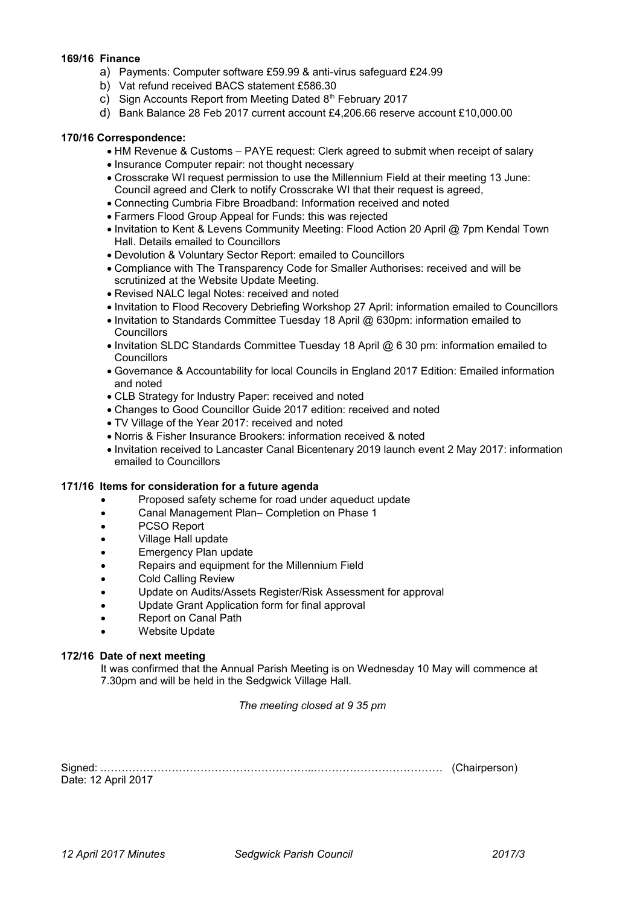**169/16 Finance**

a) Payments: Computer software £59.99 & anti-virus safeguard £24.99
b) Vat refund received BACS statement £586.30
c) Sign Accounts Report from Meeting Dated 8th February 2017
d) Bank Balance 28 Feb 2017 current account £4,206.66 reserve account £10,000.00

**170/16 Correspondence:**

- HM Revenue & Customs – PAYE request: Clerk agreed to submit when receipt of salary
- Insurance Computer repair: not thought necessary
- Crosscrake WI request permission to use the Millennium Field at their meeting 13 June: Council agreed and Clerk to notify Crosscrake WI that their request is agreed,
- Connecting Cumbria Fibre Broadband: Information received and noted
- Farmers Flood Group Appeal for Funds: this was rejected
- Invitation to Kent & Levens Community Meeting: Flood Action 20 April @ 7pm Kendal Town Hall. Details emailed to Councillors
- Devolution & Voluntary Sector Report: emailed to Councillors
- Compliance with The Transparency Code for Smaller Authorises: received and will be scrutinized at the Website Update Meeting.
- Revised NALC legal Notes: received and noted
- Invitation to Flood Recovery Debriefing Workshop 27 April: information emailed to Councillors
- Invitation to Standards Committee Tuesday 18 April @ 630pm: information emailed to Councillors
- Invitation SLDC Standards Committee Tuesday 18 April @ 6 30 pm: information emailed to Councillors
- Governance & Accountability for local Councils in England 2017 Edition: Emailed information and noted
- CLB Strategy for Industry Paper: received and noted
- Changes to Good Councillor Guide 2017 edition: received and noted
- TV Village of the Year 2017: received and noted
- Norris & Fisher Insurance Brookers: information received & noted
- Invitation received to Lancaster Canal Bicentenary 2019 launch event 2 May 2017: information emailed to Councillors

**171/16 Items for consideration for a future agenda**

- Proposed safety scheme for road under aqueduct update
- Canal Management Plan– Completion on Phase 1
- PCSO Report
- Village Hall update
- Emergency Plan update
- Repairs and equipment for the Millennium Field
- Cold Calling Review
- Update on Audits/Assets Register/Risk Assessment for approval
- Update Grant Application form for final approval
- Report on Canal Path
- Website Update

**172/16 Date of next meeting**

It was confirmed that the Annual Parish Meeting is on Wednesday 10 May will commence at 7.30pm and will be held in the Sedgwick Village Hall.

*The meeting closed at 9 35 pm*

Signed: ……………………………………………………..……………………………… (Chairperson)
Date: 12 April 2017